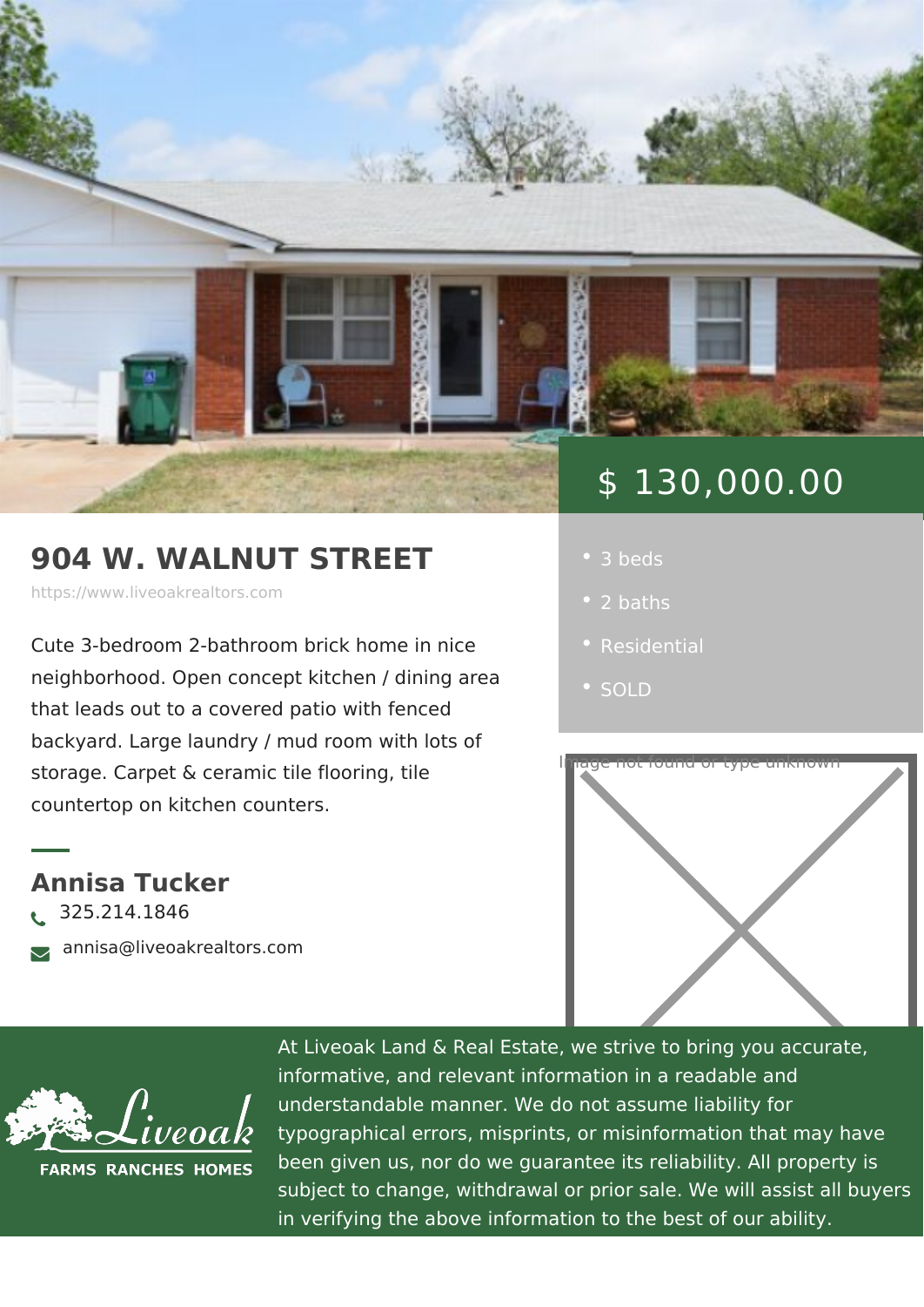$ 130,000.00

# 904 W. WALNUT STREET

https://www.liveoakrealtors.com

Cute 3-bedroom 2-bathroom brick home in nice neighborhood. Open concept kitchen / dining area that leads out to a covered patio with fenced backyard. Large laundry / mud room with lots of storage. Carpet & ceramic tile flooring, tile countertop on kitchen counters.

- 3 beds
- 2 baths
- Residential
- SOLD

Image not found or type unknown

## Annisa Tucker

325.214.1846

annisa@liveoakrealtors.com

Liveoak
FARMS RANCHES HOMES

At Liveoak Land & Real Estate, we strive to bring you accurate, informative, and relevant information in a readable and understandable manner. We do not assume liability for typographical errors, misprints, or misinformation that may have been given us, nor do we guarantee its reliability. All property is subject to change, withdrawal or prior sale. We will assist all buyers in verifying the above information to the best of our ability.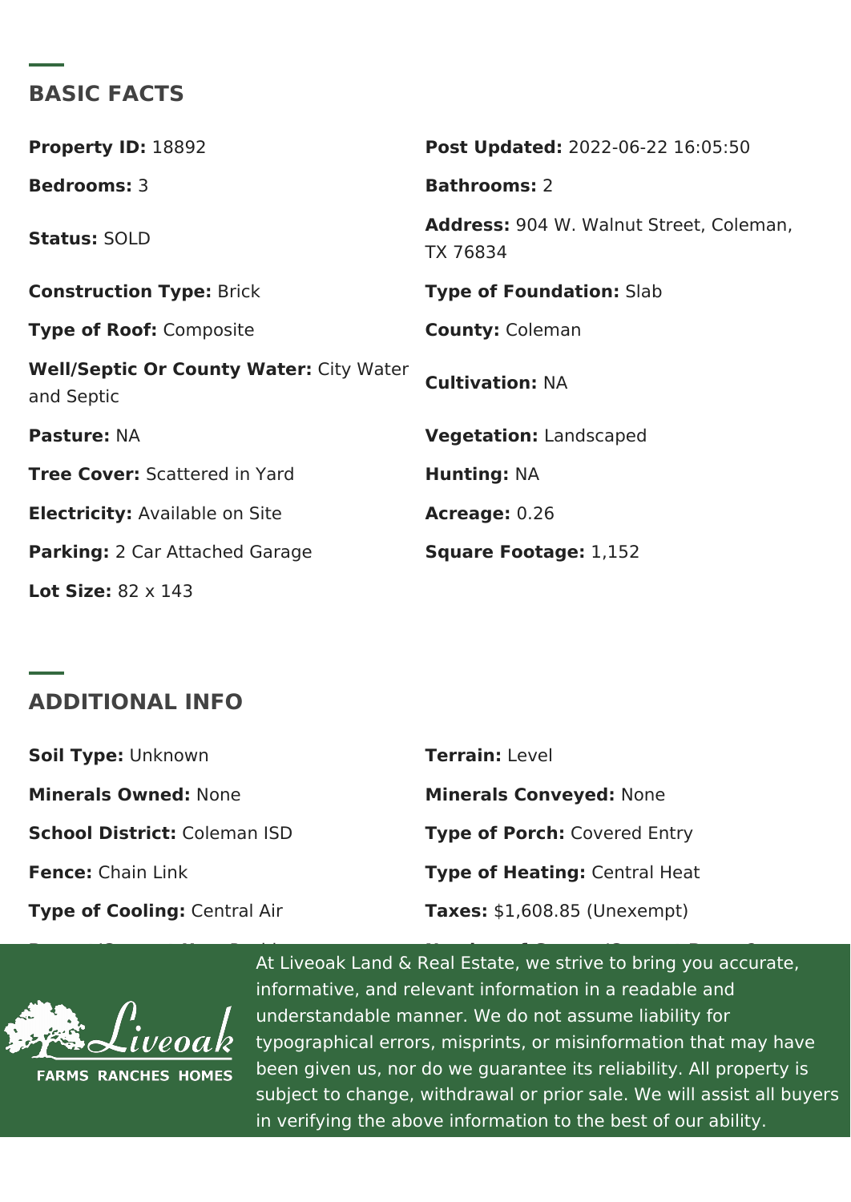## BASIC FACTS

**Property ID:** 18892

**Post Updated:** 2022-06-22 16:05:50

**Bedrooms:** 3

**Bathrooms:** 2

**Status:** SOLD

**Address:** 904 W. Walnut Street, Coleman, TX 76834

**Construction Type:** Brick

**Type of Foundation:** Slab

**Type of Roof:** Composite

**County:** Coleman

**Well/Septic Or County Water:** City Water and Septic

**Cultivation:** NA

**Pasture:** NA

**Vegetation:** Landscaped

**Tree Cover:** Scattered in Yard

**Hunting:** NA

**Electricity:** Available on Site

**Acreage:** 0.26

**Parking:** 2 Car Attached Garage

**Square Footage:** 1,152

**Lot Size:** 82 x 143

## ADDITIONAL INFO

**Soil Type:** Unknown

**Terrain:** Level

**Minerals Owned:** None

**Minerals Conveyed:** None

**School District:** Coleman ISD

**Type of Porch:** Covered Entry

**Fence:** Chain Link

**Type of Heating:** Central Heat

**Type of Cooling:** Central Air

**Taxes:** $1,608.85 (Unexempt)

At Liveoak Land & Real Estate, we strive to bring you accurate, informative, and relevant information in a readable and understandable manner. We do not assume liability for typographical errors, misprints, or misinformation that may have been given us, nor do we guarantee its reliability. All property is subject to change, withdrawal or prior sale. We will assist all buyers in verifying the above information to the best of our ability.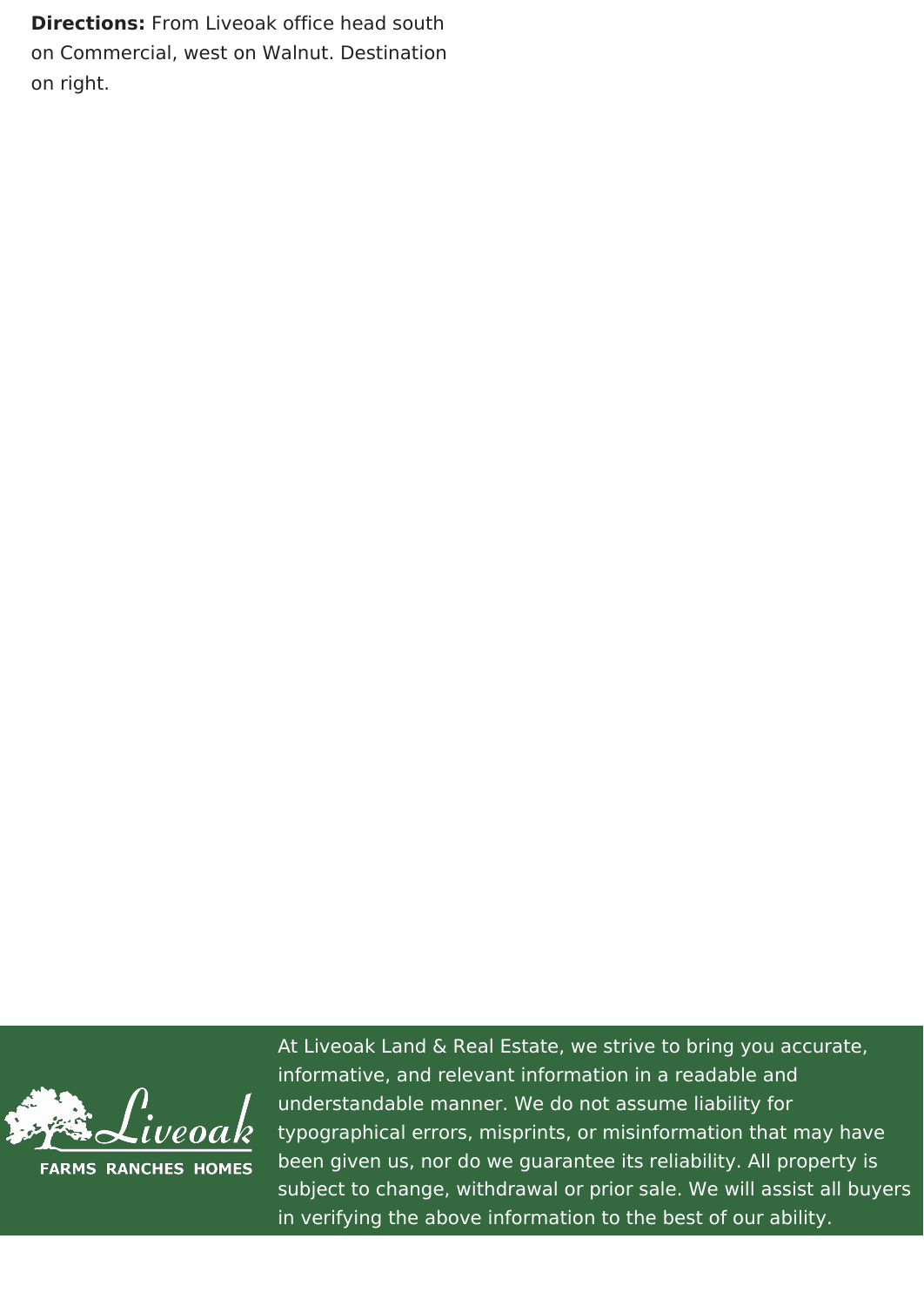**Directions:** From Liveoak office head south on Commercial, west on Walnut. Destination on right.

Liveoak

FARMS RANCHES HOMES

At Liveoak Land & Real Estate, we strive to bring you accurate, informative, and relevant information in a readable and understandable manner. We do not assume liability for typographical errors, misprints, or misinformation that may have been given us, nor do we guarantee its reliability. All property is subject to change, withdrawal or prior sale. We will assist all buyers in verifying the above information to the best of our ability.